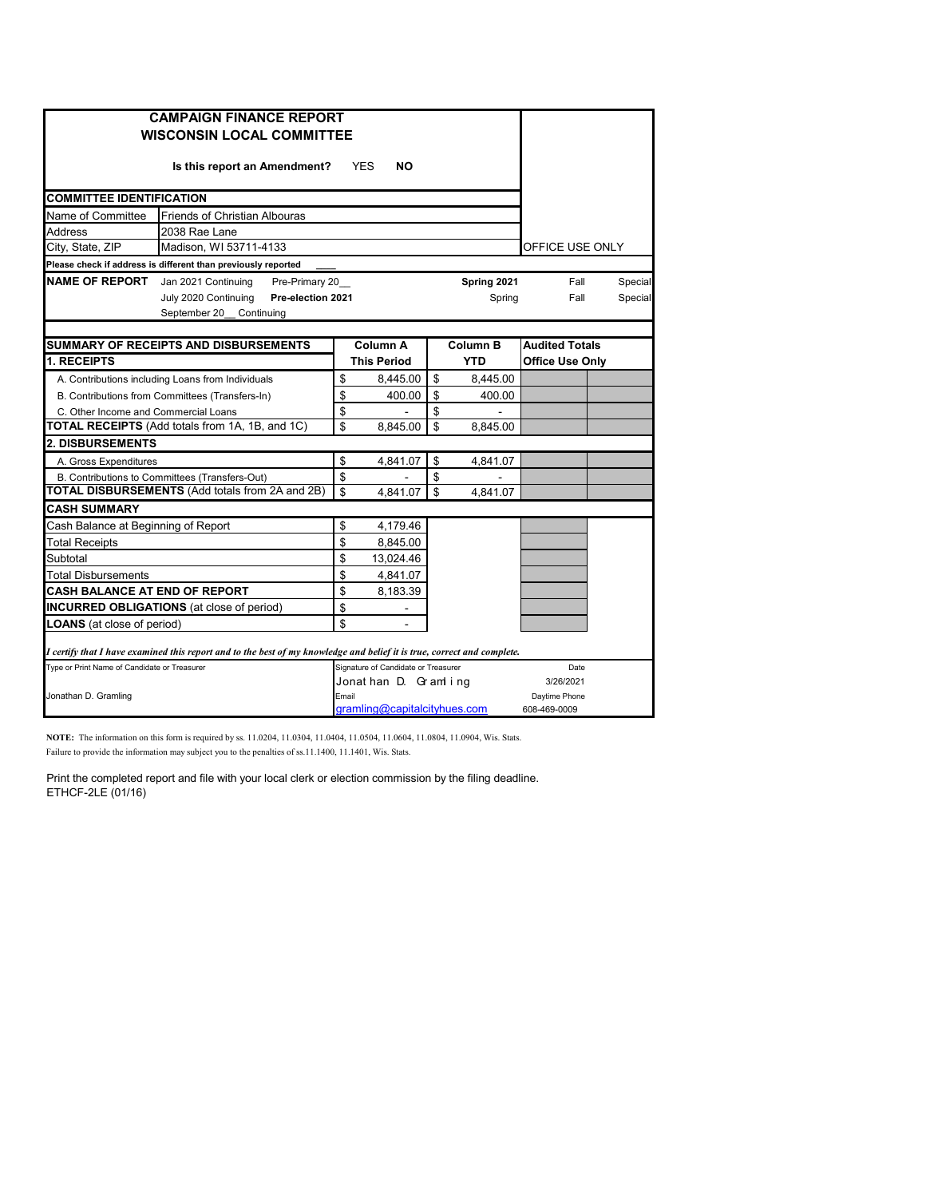# CAMPAIGN FINANCE REPORT
## WISCONSIN LOCAL COMMITTEE

**Is this report an Amendment?** YES **NO**

| COMMITTEE IDENTIFICATION | | |
|---|---|---|
| Name of Committee | Friends of Christian Albouras | |
| Address | 2038 Rae Lane | |
| City, State, ZIP | Madison, WI 53711-4133 | OFFICE USE ONLY |

**Please check if address is different than previously reported** ____

**NAME OF REPORT**

| | | | | |
|---|---|---|---|---|
| Jan 2021 Continuing | Pre-Primary 20__ | **Spring 2021** | Fall | Special |
| July 2020 Continuing | **Pre-election 2021** | Spring | Fall | Special |
| September 20__ Continuing | | | | |

| SUMMARY OF RECEIPTS AND DISBURSEMENTS | Column A This Period | Column B YTD | Audited Totals Office Use Only |
|---|---|---|---|
| **1. RECEIPTS** | | | |
| A. Contributions including Loans from Individuals | $ 8,445.00 | $ 8,445.00 | |
| B. Contributions from Committees (Transfers-In) | $ 400.00 | $ 400.00 | |
| C. Other Income and Commercial Loans | $ - | $ - | |
| **TOTAL RECEIPTS** (Add totals from 1A, 1B, and 1C) | $ 8,845.00 | $ 8,845.00 | |
| **2. DISBURSEMENTS** | | | |
| A. Gross Expenditures | $ 4,841.07 | $ 4,841.07 | |
| B. Contributions to Committees (Transfers-Out) | $ - | $ - | |
| **TOTAL DISBURSEMENTS** (Add totals from 2A and 2B) | $ 4,841.07 | $ 4,841.07 | |

| CASH SUMMARY | |
|---|---|
| Cash Balance at Beginning of Report | $ 4,179.46 |
| Total Receipts | $ 8,845.00 |
| Subtotal | $ 13,024.46 |
| Total Disbursements | $ 4,841.07 |
| **CASH BALANCE AT END OF REPORT** | $ 8,183.39 |
| **INCURRED OBLIGATIONS** (at close of period) | $ - |
| **LOANS** (at close of period) | $ - |

*I certify that I have examined this report and to the best of my knowledge and belief it is true, correct and complete.*

| Type or Print Name of Candidate or Treasurer | Signature of Candidate or Treasurer | Date |
|---|---|---|
| Jonathan D. Gramling | Jonathan D. Gramling | 3/26/2021 |
| | Email: gramling@capitalcityhues.com | Daytime Phone: 608-469-0009 |

**NOTE:** The information on this form is required by ss. 11.0204, 11.0304, 11.0404, 11.0504, 11.0604, 11.0804, 11.0904, Wis. Stats. Failure to provide the information may subject you to the penalties of ss.11.1400, 11.1401, Wis. Stats.

Print the completed report and file with your local clerk or election commission by the filing deadline.
ETHCF-2LE (01/16)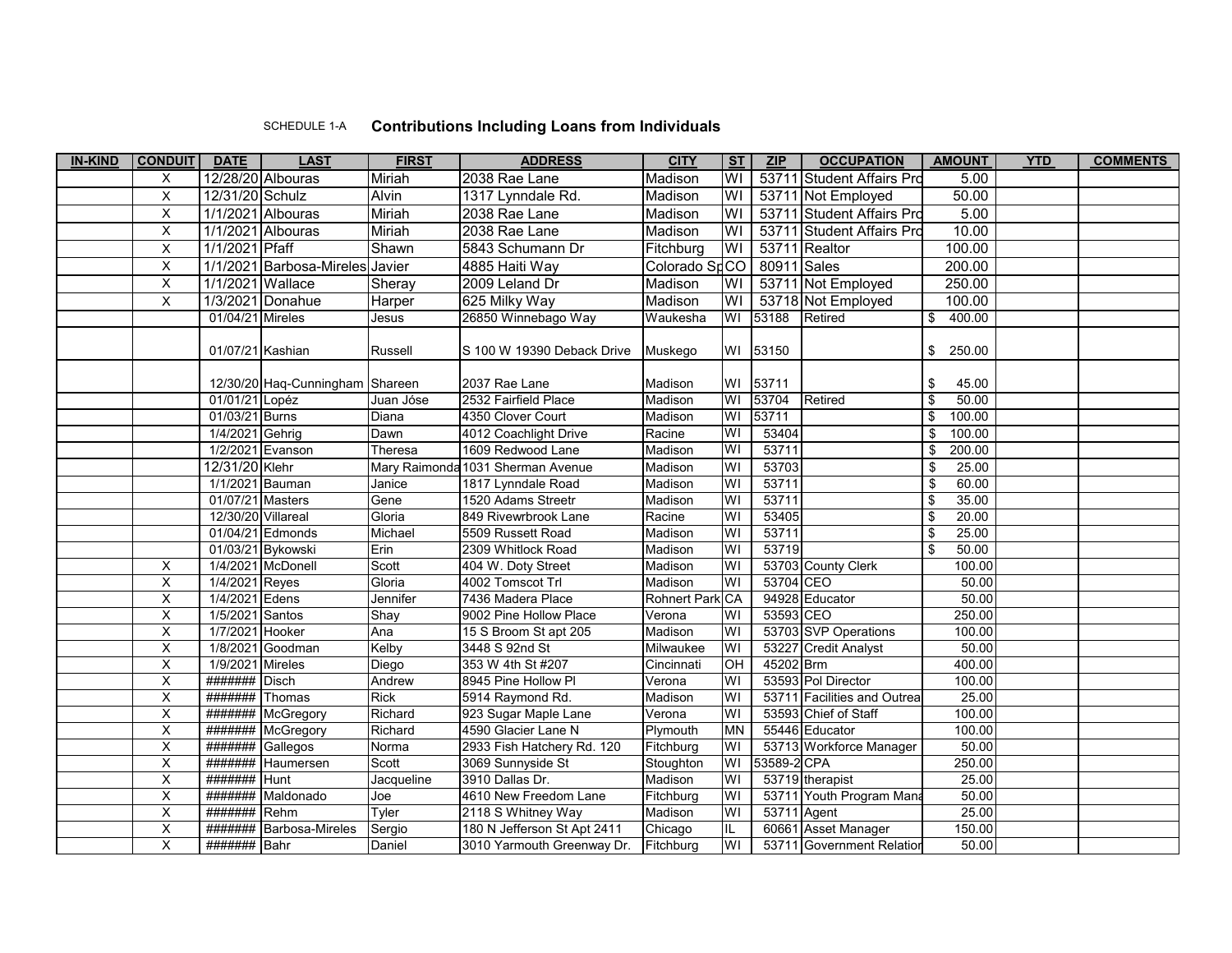SCHEDULE 1-A **Contributions Including Loans from Individuals**

| IN-KIND | CONDUIT | DATE | LAST | FIRST | ADDRESS | CITY | ST | ZIP | OCCUPATION | AMOUNT | YTD | COMMENTS |
|---|---|---|---|---|---|---|---|---|---|---|---|---|
| | X | 12/28/20 | Albouras | Miriah | 2038 Rae Lane | Madison | WI | 53711 | Student Affairs Pro | 5.00 | | |
| | X | 12/31/20 | Schulz | Alvin | 1317 Lynndale Rd. | Madison | WI | 53711 | Not Employed | 50.00 | | |
| | X | 1/1/2021 | Albouras | Miriah | 2038 Rae Lane | Madison | WI | 53711 | Student Affairs Pro | 5.00 | | |
| | X | 1/1/2021 | Albouras | Miriah | 2038 Rae Lane | Madison | WI | 53711 | Student Affairs Pro | 10.00 | | |
| | X | 1/1/2021 | Pfaff | Shawn | 5843 Schumann Dr | Fitchburg | WI | 53711 | Realtor | 100.00 | | |
| | X | 1/1/2021 | Barbosa-Mireles | Javier | 4885 Haiti Way | Colorado Sp | CO | 80911 | Sales | 200.00 | | |
| | X | 1/1/2021 | Wallace | Sheray | 2009 Leland Dr | Madison | WI | 53711 | Not Employed | 250.00 | | |
| | X | 1/3/2021 | Donahue | Harper | 625 Milky Way | Madison | WI | 53718 | Not Employed | 100.00 | | |
| | | 01/04/21 | Mireles | Jesus | 26850 Winnebago Way | Waukesha | WI | 53188 | Retired | $ 400.00 | | |
| | | 01/07/21 | Kashian | Russell | S 100 W 19390 Deback Drive | Muskego | WI | 53150 | | $ 250.00 | | |
| | | 12/30/20 | Haq-Cunningham | Shareen | 2037 Rae Lane | Madison | WI | 53711 | | $ 45.00 | | |
| | | 01/01/21 | Lopéz | Juan Jóse | 2532 Fairfield Place | Madison | WI | 53704 | Retired | $ 50.00 | | |
| | | 01/03/21 | Burns | Diana | 4350 Clover Court | Madison | WI | 53711 | | $ 100.00 | | |
| | | 1/4/2021 | Gehrig | Dawn | 4012 Coachlight Drive | Racine | WI | 53404 | | $ 100.00 | | |
| | | 1/2/2021 | Evanson | Theresa | 1609 Redwood Lane | Madison | WI | 53711 | | $ 200.00 | | |
| | | 12/31/20 | Klehr | Mary Raimonda | 1031 Sherman Avenue | Madison | WI | 53703 | | $ 25.00 | | |
| | | 1/1/2021 | Bauman | Janice | 1817 Lynndale Road | Madison | WI | 53711 | | $ 60.00 | | |
| | | 01/07/21 | Masters | Gene | 1520 Adams Streetr | Madison | WI | 53711 | | $ 35.00 | | |
| | | 12/30/20 | Villareal | Gloria | 849 Rivewrbrook Lane | Racine | WI | 53405 | | $ 20.00 | | |
| | | 01/04/21 | Edmonds | Michael | 5509 Russett Road | Madison | WI | 53711 | | $ 25.00 | | |
| | | 01/03/21 | Bykowski | Erin | 2309 Whitlock Road | Madison | WI | 53719 | | $ 50.00 | | |
| | X | 1/4/2021 | McDonell | Scott | 404 W. Doty Street | Madison | WI | 53703 | County Clerk | 100.00 | | |
| | X | 1/4/2021 | Reyes | Gloria | 4002 Tomscot Trl | Madison | WI | 53704 | CEO | 50.00 | | |
| | X | 1/4/2021 | Edens | Jennifer | 7436 Madera Place | Rohnert Park | CA | 94928 | Educator | 50.00 | | |
| | X | 1/5/2021 | Santos | Shay | 9002 Pine Hollow Place | Verona | WI | 53593 | CEO | 250.00 | | |
| | X | 1/7/2021 | Hooker | Ana | 15 S Broom St apt 205 | Madison | WI | 53703 | SVP Operations | 100.00 | | |
| | X | 1/8/2021 | Goodman | Kelby | 3448 S 92nd St | Milwaukee | WI | 53227 | Credit Analyst | 50.00 | | |
| | X | 1/9/2021 | Mireles | Diego | 353 W 4th St #207 | Cincinnati | OH | 45202 | Brm | 400.00 | | |
| | X | ####### | Disch | Andrew | 8945 Pine Hollow Pl | Verona | WI | 53593 | Pol Director | 100.00 | | |
| | X | ####### | Thomas | Rick | 5914 Raymond Rd. | Madison | WI | 53711 | Facilities and Outrea | 25.00 | | |
| | X | ####### | McGregory | Richard | 923 Sugar Maple Lane | Verona | WI | 53593 | Chief of Staff | 100.00 | | |
| | X | ####### | McGregory | Richard | 4590 Glacier Lane N | Plymouth | MN | 55446 | Educator | 100.00 | | |
| | X | ####### | Gallegos | Norma | 2933 Fish Hatchery Rd. 120 | Fitchburg | WI | 53713 | Workforce Manager | 50.00 | | |
| | X | ####### | Haumersen | Scott | 3069 Sunnyside St | Stoughton | WI | 53589-2 | CPA | 250.00 | | |
| | X | ####### | Hunt | Jacqueline | 3910 Dallas Dr. | Madison | WI | 53719 | therapist | 25.00 | | |
| | X | ####### | Maldonado | Joe | 4610 New Freedom Lane | Fitchburg | WI | 53711 | Youth Program Mana | 50.00 | | |
| | X | ####### | Rehm | Tyler | 2118 S Whitney Way | Madison | WI | 53711 | Agent | 25.00 | | |
| | X | ####### | Barbosa-Mireles | Sergio | 180 N Jefferson St Apt 2411 | Chicago | IL | 60661 | Asset Manager | 150.00 | | |
| | X | ####### | Bahr | Daniel | 3010 Yarmouth Greenway Dr. | Fitchburg | WI | 53711 | Government Relation | 50.00 | | |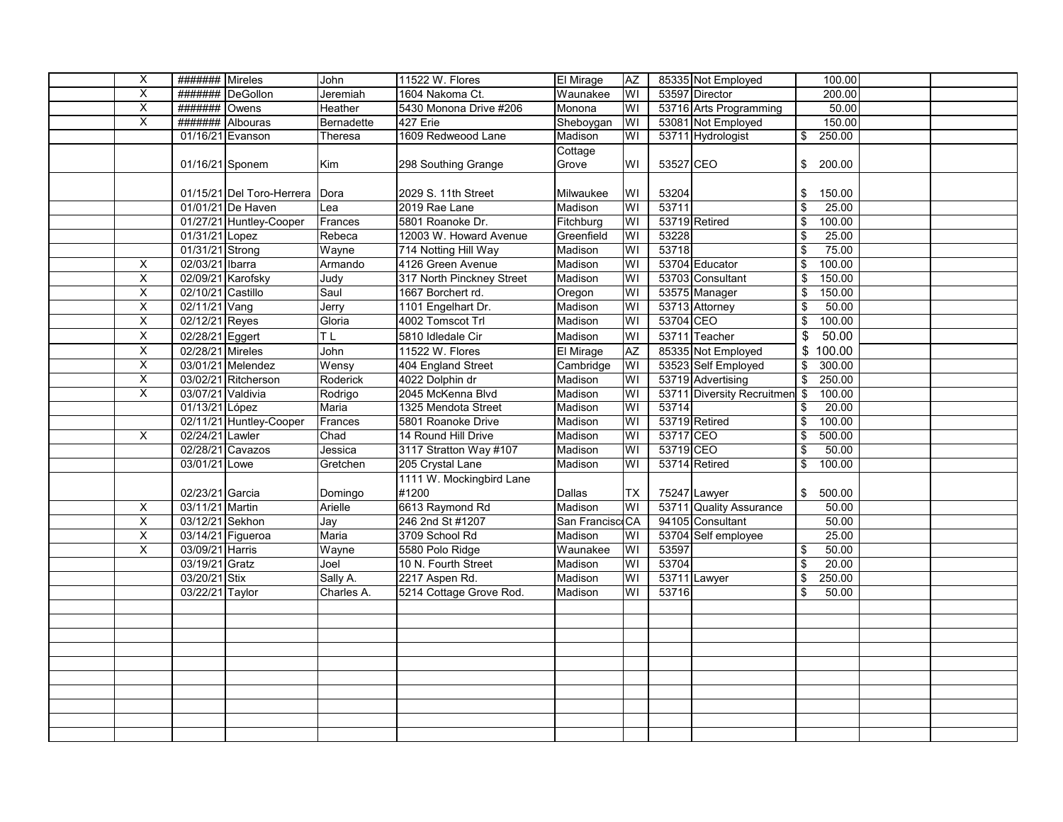| | | | | | | | | | | | | |
|---|---|---|---|---|---|---|---|---|---|---|---|---|
| | X | ####### | Mireles | John | 11522 W. Flores | El Mirage | AZ | 85335 | Not Employed | 100.00 | | |
| | X | ####### | DeGollon | Jeremiah | 1604 Nakoma Ct. | Waunakee | WI | 53597 | Director | 200.00 | | |
| | X | ####### | Owens | Heather | 5430 Monona Drive #206 | Monona | WI | 53716 | Arts Programming | 50.00 | | |
| | X | ####### | Albouras | Bernadette | 427 Erie | Sheboygan | WI | 53081 | Not Employed | 150.00 | | |
| | | 01/16/21 | Evanson | Theresa | 1609 Redweood Lane | Madison | WI | 53711 | Hydrologist | $ 250.00 | | |
| | | 01/16/21 | Sponem | Kim | 298 Southing Grange | Cottage Grove | WI | 53527 | CEO | $ 200.00 | | |
| | | 01/15/21 | Del Toro-Herrera | Dora | 2029 S. 11th Street | Milwaukee | WI | 53204 | | $ 150.00 | | |
| | | 01/01/21 | De Haven | Lea | 2019 Rae Lane | Madison | WI | 53711 | | $ 25.00 | | |
| | | 01/27/21 | Huntley-Cooper | Frances | 5801 Roanoke Dr. | Fitchburg | WI | 53719 | Retired | $ 100.00 | | |
| | | 01/31/21 | Lopez | Rebeca | 12003 W. Howard Avenue | Greenfield | WI | 53228 | | $ 25.00 | | |
| | | 01/31/21 | Strong | Wayne | 714 Notting Hill Way | Madison | WI | 53718 | | $ 75.00 | | |
| | X | 02/03/21 | Ibarra | Armando | 4126 Green Avenue | Madison | WI | 53704 | Educator | $ 100.00 | | |
| | X | 02/09/21 | Karofsky | Judy | 317 North Pinckney Street | Madison | WI | 53703 | Consultant | $ 150.00 | | |
| | X | 02/10/21 | Castillo | Saul | 1667 Borchert rd. | Oregon | WI | 53575 | Manager | $ 150.00 | | |
| | X | 02/11/21 | Vang | Jerry | 1101 Engelhart Dr. | Madison | WI | 53713 | Attorney | $ 50.00 | | |
| | X | 02/12/21 | Reyes | Gloria | 4002 Tomscot Trl | Madison | WI | 53704 | CEO | $ 100.00 | | |
| | X | 02/28/21 | Eggert | T L | 5810 Idledale Cir | Madison | WI | 53711 | Teacher | $ 50.00 | | |
| | X | 02/28/21 | Mireles | John | 11522 W. Flores | El Mirage | AZ | 85335 | Not Employed | $ 100.00 | | |
| | X | 03/01/21 | Melendez | Wensy | 404 England Street | Cambridge | WI | 53523 | Self Employed | $ 300.00 | | |
| | X | 03/02/21 | Ritcherson | Roderick | 4022 Dolphin dr | Madison | WI | 53719 | Advertising | $ 250.00 | | |
| | X | 03/07/21 | Valdivia | Rodrigo | 2045 McKenna Blvd | Madison | WI | 53711 | Diversity Recruitmen | $ 100.00 | | |
| | | 01/13/21 | López | Maria | 1325 Mendota Street | Madison | WI | 53714 | | $ 20.00 | | |
| | | 02/11/21 | Huntley-Cooper | Frances | 5801 Roanoke Drive | Madison | WI | 53719 | Retired | $ 100.00 | | |
| | X | 02/24/21 | Lawler | Chad | 14 Round Hill Drive | Madison | WI | 53717 | CEO | $ 500.00 | | |
| | | 02/28/21 | Cavazos | Jessica | 3117 Stratton Way #107 | Madison | WI | 53719 | CEO | $ 50.00 | | |
| | | 03/01/21 | Lowe | Gretchen | 205 Crystal Lane | Madison | WI | 53714 | Retired | $ 100.00 | | |
| | | 02/23/21 | Garcia | Domingo | 1111 W. Mockingbird Lane #1200 | Dallas | TX | 75247 | Lawyer | $ 500.00 | | |
| | X | 03/11/21 | Martin | Arielle | 6613 Raymond Rd | Madison | WI | 53711 | Quality Assurance | 50.00 | | |
| | X | 03/12/21 | Sekhon | Jay | 246 2nd St #1207 | San Francisco | CA | 94105 | Consultant | 50.00 | | |
| | X | 03/14/21 | Figueroa | Maria | 3709 School Rd | Madison | WI | 53704 | Self employee | 25.00 | | |
| | X | 03/09/21 | Harris | Wayne | 5580 Polo Ridge | Waunakee | WI | 53597 | | $ 50.00 | | |
| | | 03/19/21 | Gratz | Joel | 10 N. Fourth Street | Madison | WI | 53704 | | $ 20.00 | | |
| | | 03/20/21 | Stix | Sally A. | 2217 Aspen Rd. | Madison | WI | 53711 | Lawyer | $ 250.00 | | |
| | | 03/22/21 | Taylor | Charles A. | 5214 Cottage Grove Rod. | Madison | WI | 53716 | | $ 50.00 | | |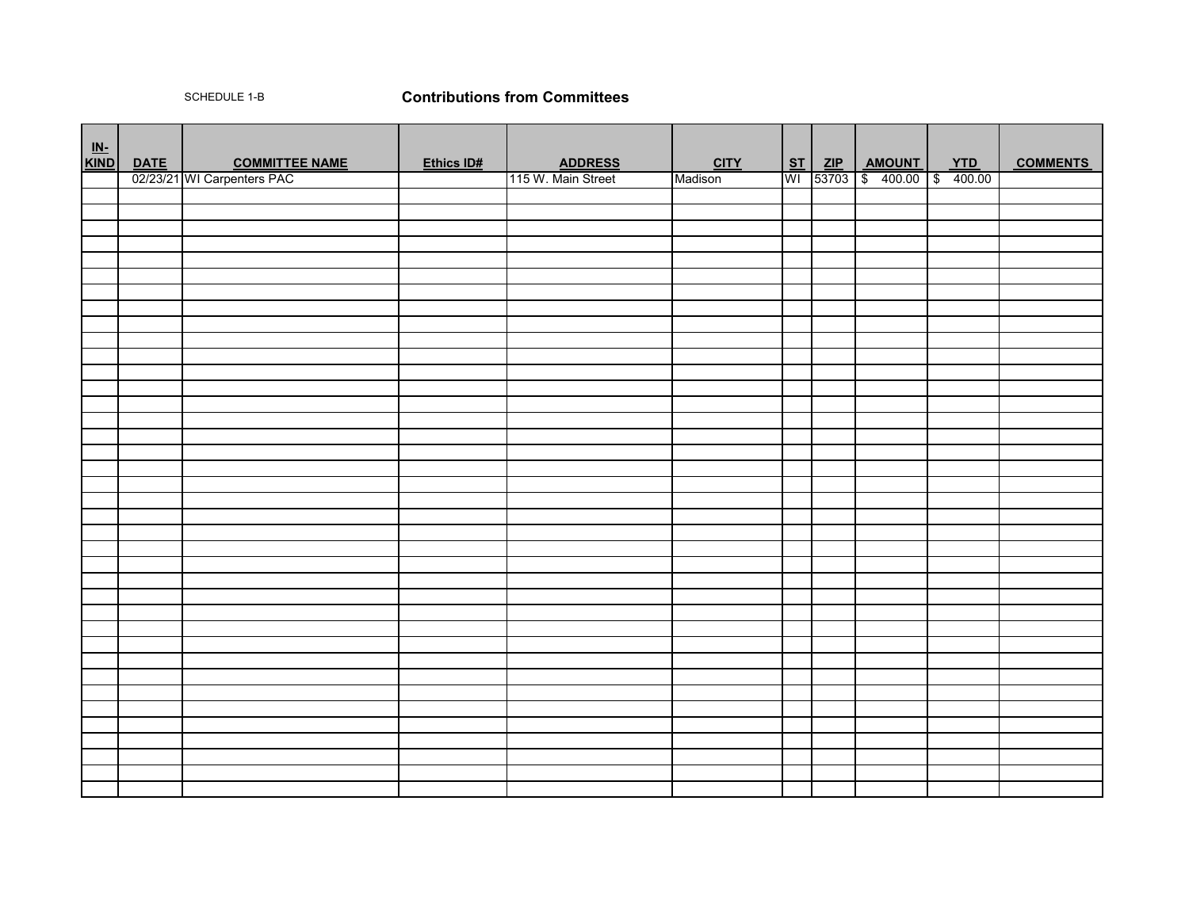SCHEDULE 1-B

## Contributions from Committees

| IN-KIND | DATE | COMMITTEE NAME | Ethics ID# | ADDRESS | CITY | ST | ZIP | AMOUNT | YTD | COMMENTS |
|---|---|---|---|---|---|---|---|---|---|---|
| | 02/23/21 | WI Carpenters PAC | | 115 W. Main Street | Madison | WI | 53703 | $ 400.00 | $ 400.00 | |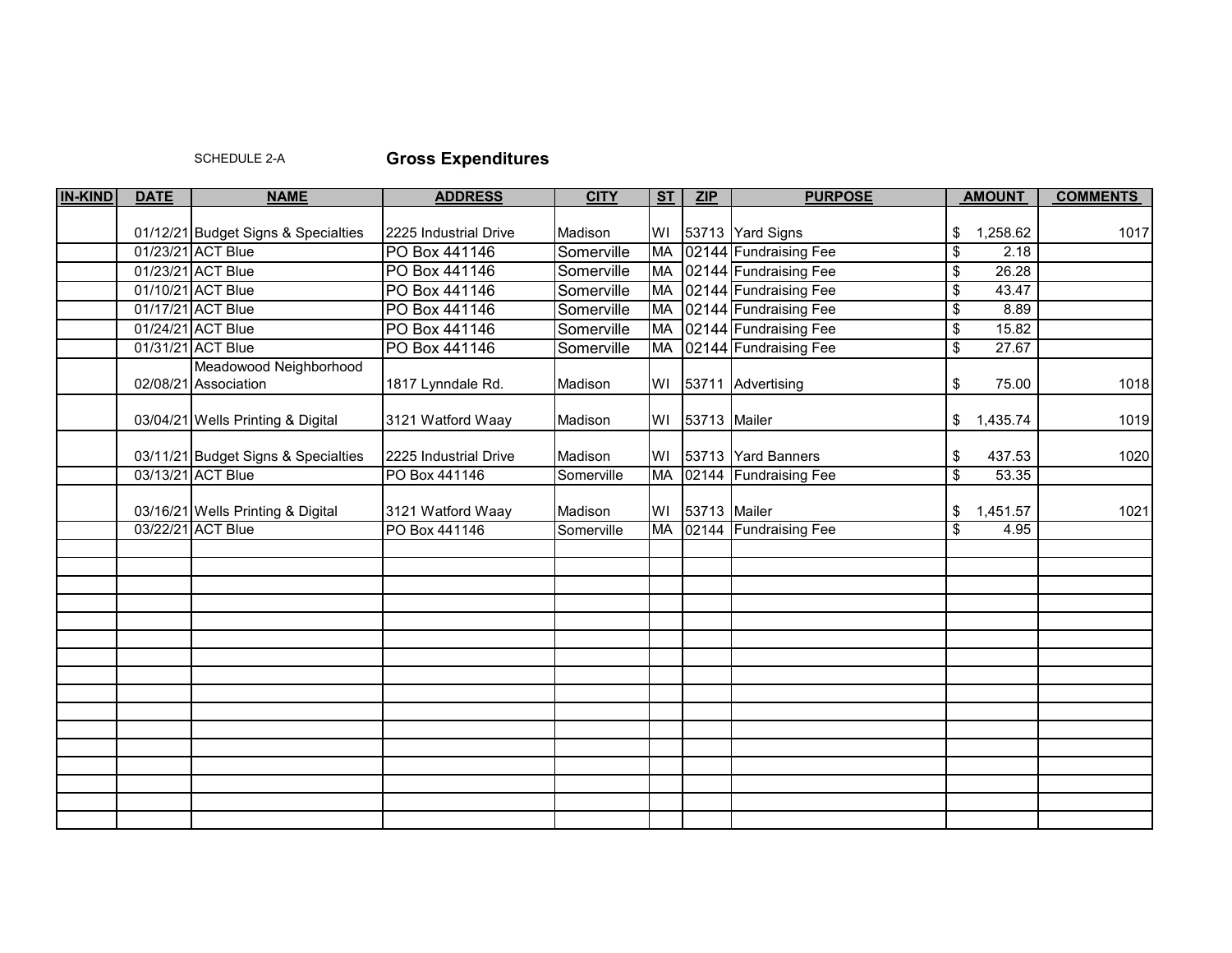SCHEDULE 2-A

## Gross Expenditures

| IN-KIND | DATE | NAME | ADDRESS | CITY | ST | ZIP | PURPOSE | AMOUNT | COMMENTS |
|---|---|---|---|---|---|---|---|---|---|
| | 01/12/21 | Budget Signs & Specialties | 2225 Industrial Drive | Madison | WI | 53713 | Yard Signs | $ 1,258.62 | 1017 |
| | 01/23/21 | ACT Blue | PO Box 441146 | Somerville | MA | 02144 | Fundraising Fee | $ 2.18 | |
| | 01/23/21 | ACT Blue | PO Box 441146 | Somerville | MA | 02144 | Fundraising Fee | $ 26.28 | |
| | 01/10/21 | ACT Blue | PO Box 441146 | Somerville | MA | 02144 | Fundraising Fee | $ 43.47 | |
| | 01/17/21 | ACT Blue | PO Box 441146 | Somerville | MA | 02144 | Fundraising Fee | $ 8.89 | |
| | 01/24/21 | ACT Blue | PO Box 441146 | Somerville | MA | 02144 | Fundraising Fee | $ 15.82 | |
| | 01/31/21 | ACT Blue | PO Box 441146 | Somerville | MA | 02144 | Fundraising Fee | $ 27.67 | |
| | 02/08/21 | Meadowood Neighborhood Association | 1817 Lynndale Rd. | Madison | WI | 53711 | Advertising | $ 75.00 | 1018 |
| | 03/04/21 | Wells Printing & Digital | 3121 Watford Waay | Madison | WI | 53713 | Mailer | $ 1,435.74 | 1019 |
| | 03/11/21 | Budget Signs & Specialties | 2225 Industrial Drive | Madison | WI | 53713 | Yard Banners | $ 437.53 | 1020 |
| | 03/13/21 | ACT Blue | PO Box 441146 | Somerville | MA | 02144 | Fundraising Fee | $ 53.35 | |
| | 03/16/21 | Wells Printing & Digital | 3121 Watford Waay | Madison | WI | 53713 | Mailer | $ 1,451.57 | 1021 |
| | 03/22/21 | ACT Blue | PO Box 441146 | Somerville | MA | 02144 | Fundraising Fee | $ 4.95 | |